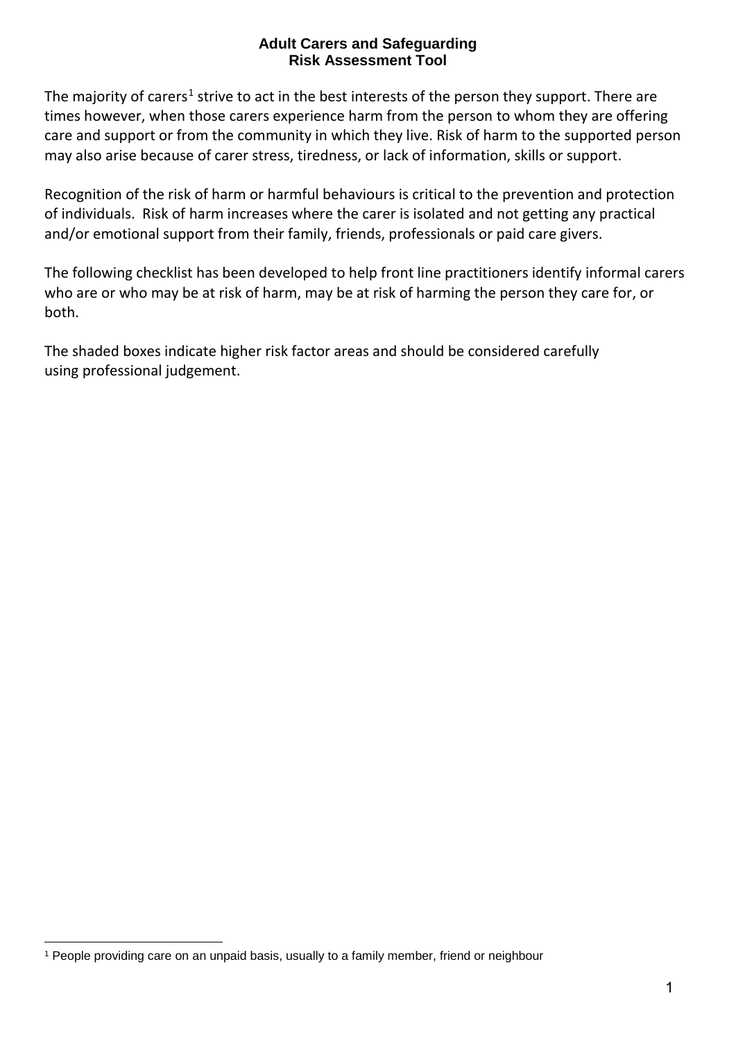# Adult Carers and Safeguarding
## Risk Assessment Tool

The majority of carers[1] strive to act in the best interests of the person they support. There are times however, when those carers experience harm from the person to whom they are offering care and support or from the community in which they live. Risk of harm to the supported person may also arise because of carer stress, tiredness, or lack of information, skills or support.

Recognition of the risk of harm or harmful behaviours is critical to the prevention and protection of individuals. Risk of harm increases where the carer is isolated and not getting any practical and/or emotional support from their family, friends, professionals or paid care givers.

The following checklist has been developed to help front line practitioners identify informal carers who are or who may be at risk of harm, may be at risk of harming the person they care for, or both.

The shaded boxes indicate higher risk factor areas and should be considered carefully using professional judgement.

[1] People providing care on an unpaid basis, usually to a family member, friend or neighbour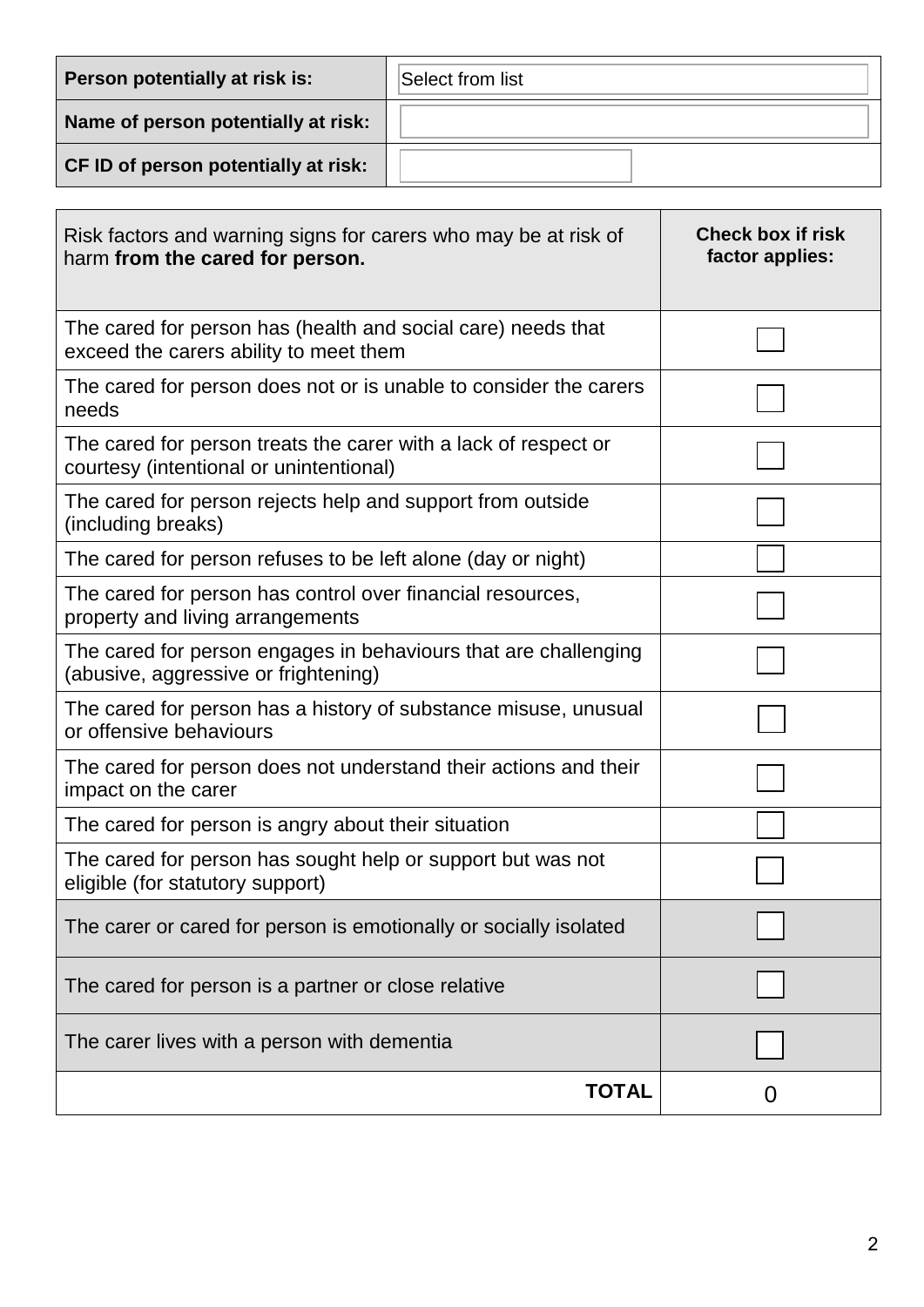| | |
|---|---|
| **Person potentially at risk is:** | Select from list |
| **Name of person potentially at risk:** | |
| **CF ID of person potentially at risk:** | |

| Risk factors and warning signs for carers who may be at risk of harm **from the cared for person.** | **Check box if risk factor applies:** |
|---|---|
| The cared for person has (health and social care) needs that exceed the carers ability to meet them | ☐ |
| The cared for person does not or is unable to consider the carers needs | ☐ |
| The cared for person treats the carer with a lack of respect or courtesy (intentional or unintentional) | ☐ |
| The cared for person rejects help and support from outside (including breaks) | ☐ |
| The cared for person refuses to be left alone (day or night) | ☐ |
| The cared for person has control over financial resources, property and living arrangements | ☐ |
| The cared for person engages in behaviours that are challenging (abusive, aggressive or frightening) | ☐ |
| The cared for person has a history of substance misuse, unusual or offensive behaviours | ☐ |
| The cared for person does not understand their actions and their impact on the carer | ☐ |
| The cared for person is angry about their situation | ☐ |
| The cared for person has sought help or support but was not eligible (for statutory support) | ☐ |
| The carer or cared for person is emotionally or socially isolated | ☐ |
| The cared for person is a partner or close relative | ☐ |
| The carer lives with a person with dementia | ☐ |
| **TOTAL** | 0 |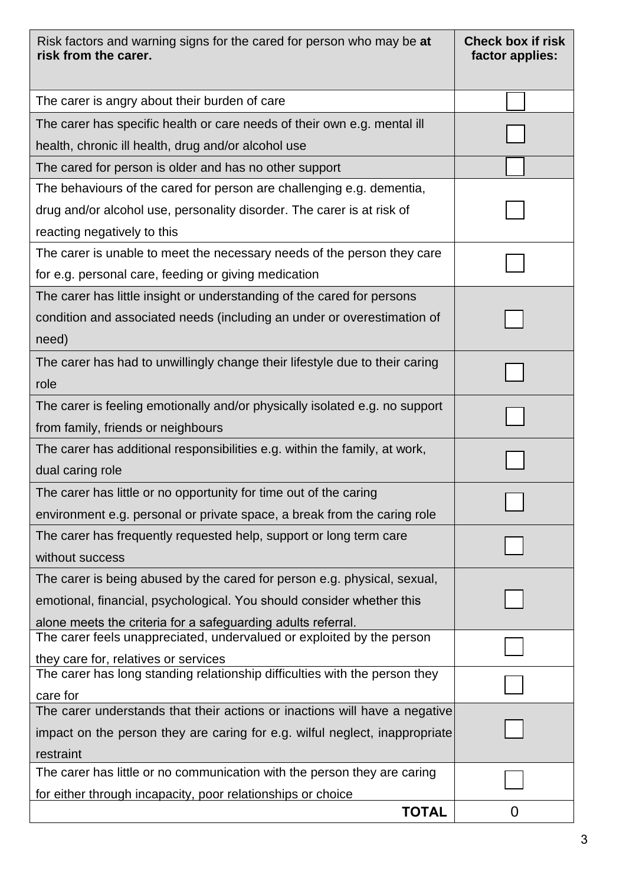| Risk factors and warning signs for the cared for person who may be **at risk from the carer.** | **Check box if risk factor applies:** |
|---|---|
| The carer is angry about their burden of care | ☐ |
| The carer has specific health or care needs of their own e.g. mental ill health, chronic ill health, drug and/or alcohol use | ☐ |
| The cared for person is older and has no other support | ☐ |
| The behaviours of the cared for person are challenging e.g. dementia, drug and/or alcohol use, personality disorder. The carer is at risk of reacting negatively to this | ☐ |
| The carer is unable to meet the necessary needs of the person they care for e.g. personal care, feeding or giving medication | ☐ |
| The carer has little insight or understanding of the cared for persons condition and associated needs (including an under or overestimation of need) | ☐ |
| The carer has had to unwillingly change their lifestyle due to their caring role | ☐ |
| The carer is feeling emotionally and/or physically isolated e.g. no support from family, friends or neighbours | ☐ |
| The carer has additional responsibilities e.g. within the family, at work, dual caring role | ☐ |
| The carer has little or no opportunity for time out of the caring environment e.g. personal or private space, a break from the caring role | ☐ |
| The carer has frequently requested help, support or long term care without success | ☐ |
| The carer is being abused by the cared for person e.g. physical, sexual, emotional, financial, psychological. You should consider whether this alone meets the criteria for a safeguarding adults referral. | ☐ |
| The carer feels unappreciated, undervalued or exploited by the person they care for, relatives or services | ☐ |
| The carer has long standing relationship difficulties with the person they care for | ☐ |
| The carer understands that their actions or inactions will have a negative impact on the person they are caring for e.g. wilful neglect, inappropriate restraint | ☐ |
| The carer has little or no communication with the person they are caring for either through incapacity, poor relationships or choice | ☐ |
| **TOTAL** | 0 |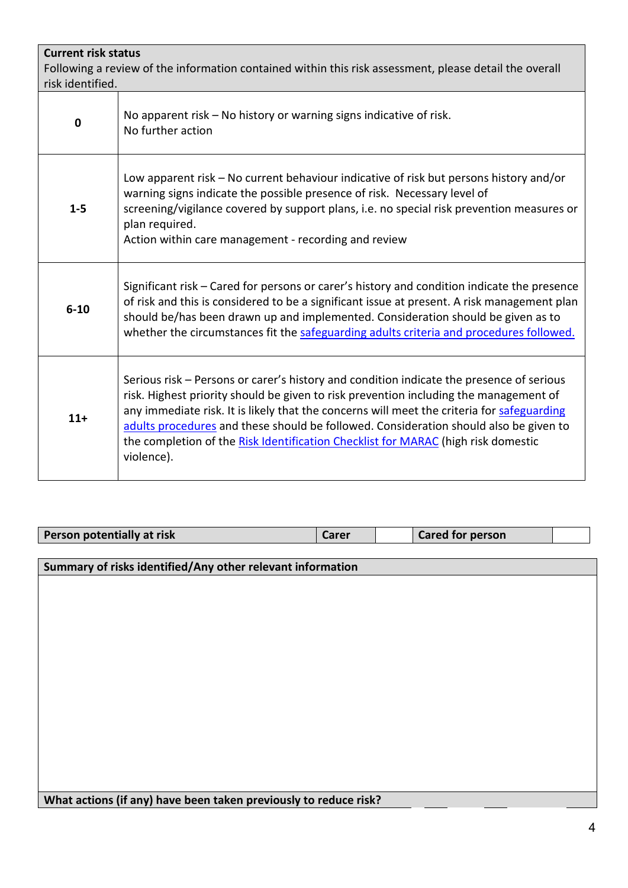| **Current risk status**<br>Following a review of the information contained within this risk assessment, please detail the overall risk identified. | |
|---|---|
| **0** | No apparent risk – No history or warning signs indicative of risk.<br>No further action |
| **1-5** | Low apparent risk – No current behaviour indicative of risk but persons history and/or warning signs indicate the possible presence of risk. Necessary level of screening/vigilance covered by support plans, i.e. no special risk prevention measures or plan required.<br>Action within care management - recording and review |
| **6-10** | Significant risk – Cared for persons or carer's history and condition indicate the presence of risk and this is considered to be a significant issue at present. A risk management plan should be/has been drawn up and implemented. Consideration should be given as to whether the circumstances fit the [safeguarding adults criteria and procedures followed.]() |
| **11+** | Serious risk – Persons or carer's history and condition indicate the presence of serious risk. Highest priority should be given to risk prevention including the management of any immediate risk. It is likely that the concerns will meet the criteria for [safeguarding adults procedures]() and these should be followed. Consideration should also be given to the completion of the [Risk Identification Checklist for MARAC]() (high risk domestic violence). |

| **Person potentially at risk** | **Carer** | | **Cared for person** | |
|---|---|---|---|---|

| **Summary of risks identified/Any other relevant information** |
|---|
| |
| **What actions (if any) have been taken previously to reduce risk?** |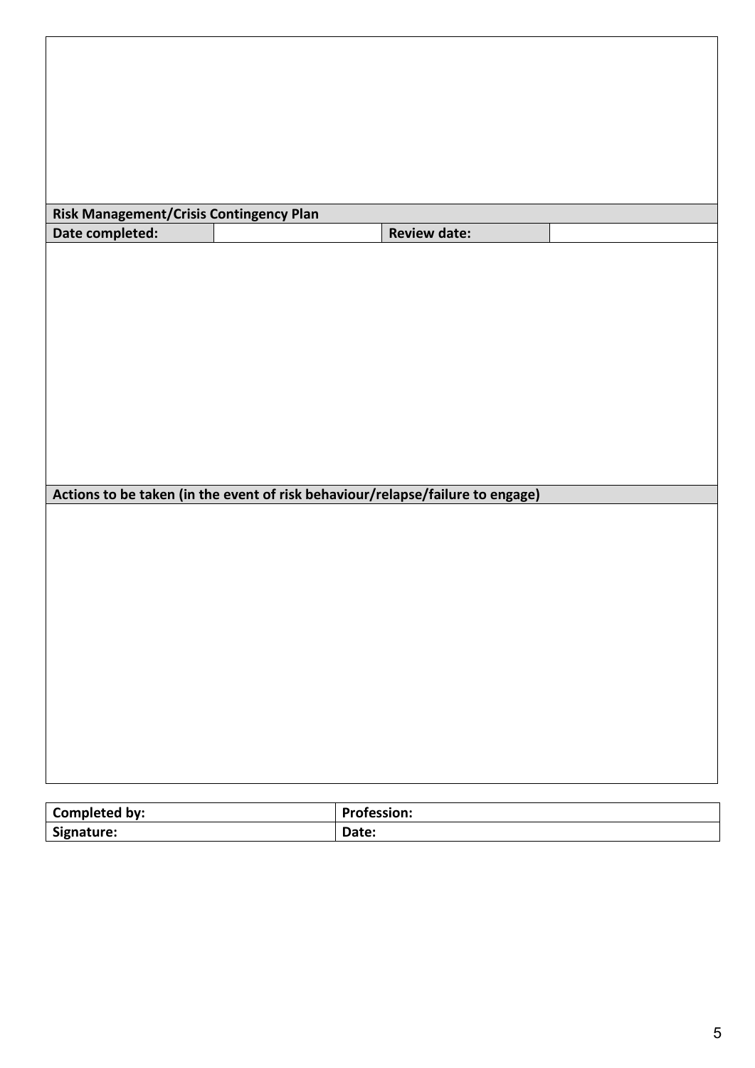| **Risk Management/Crisis Contingency Plan** | | | |
|---|---|---|---|
| **Date completed:** | | **Review date:** | |
| | | | |

| **Actions to be taken (in the event of risk behaviour/relapse/failure to engage)** |
|---|
| |

| | |
|---|---|
| **Completed by:** | **Profession:** |
| **Signature:** | **Date:** |